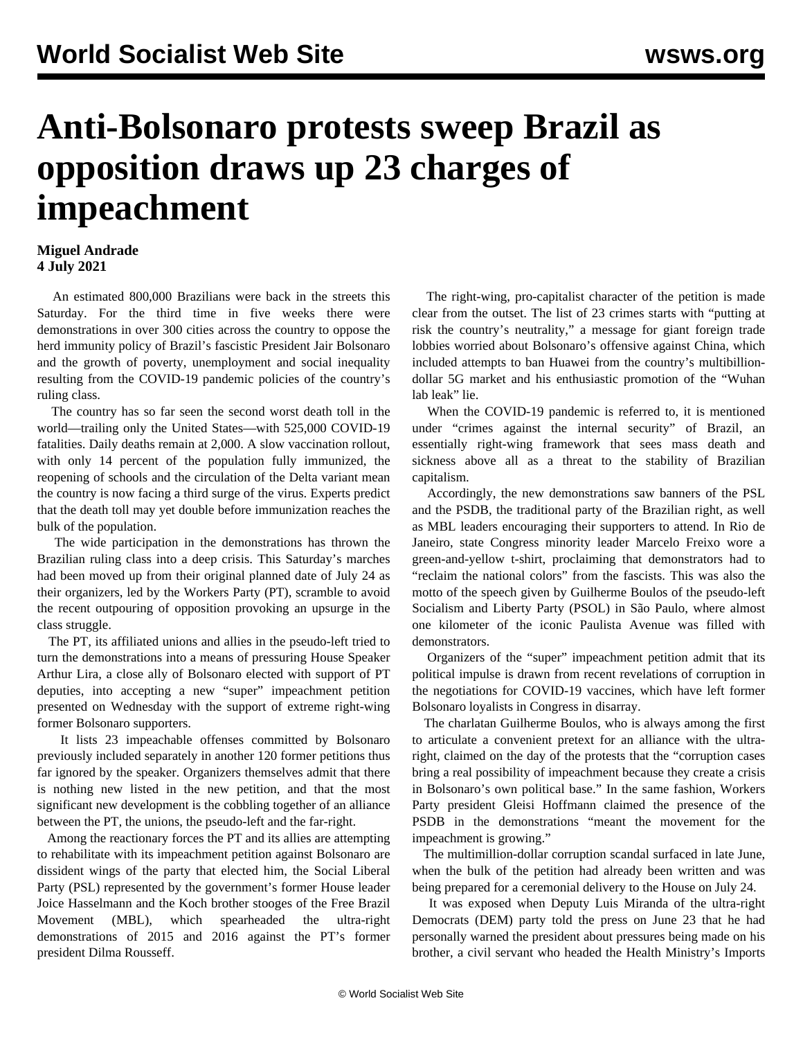# Anti-Bolsonaro protests sweep Brazil as opposition draws up 23 charges of impeachment

**Miguel Andrade**
**4 July 2021**

An estimated 800,000 Brazilians were back in the streets this Saturday. For the third time in five weeks there were demonstrations in over 300 cities across the country to oppose the herd immunity policy of Brazil's fascistic President Jair Bolsonaro and the growth of poverty, unemployment and social inequality resulting from the COVID-19 pandemic policies of the country's ruling class.

The country has so far seen the second worst death toll in the world—trailing only the United States—with 525,000 COVID-19 fatalities. Daily deaths remain at 2,000. A slow vaccination rollout, with only 14 percent of the population fully immunized, the reopening of schools and the circulation of the Delta variant mean the country is now facing a third surge of the virus. Experts predict that the death toll may yet double before immunization reaches the bulk of the population.

The wide participation in the demonstrations has thrown the Brazilian ruling class into a deep crisis. This Saturday's marches had been moved up from their original planned date of July 24 as their organizers, led by the Workers Party (PT), scramble to avoid the recent outpouring of opposition provoking an upsurge in the class struggle.

The PT, its affiliated unions and allies in the pseudo-left tried to turn the demonstrations into a means of pressuring House Speaker Arthur Lira, a close ally of Bolsonaro elected with support of PT deputies, into accepting a new "super" impeachment petition presented on Wednesday with the support of extreme right-wing former Bolsonaro supporters.

It lists 23 impeachable offenses committed by Bolsonaro previously included separately in another 120 former petitions thus far ignored by the speaker. Organizers themselves admit that there is nothing new listed in the new petition, and that the most significant new development is the cobbling together of an alliance between the PT, the unions, the pseudo-left and the far-right.

Among the reactionary forces the PT and its allies are attempting to rehabilitate with its impeachment petition against Bolsonaro are dissident wings of the party that elected him, the Social Liberal Party (PSL) represented by the government's former House leader Joice Hasselmann and the Koch brother stooges of the Free Brazil Movement (MBL), which spearheaded the ultra-right demonstrations of 2015 and 2016 against the PT's former president Dilma Rousseff.

The right-wing, pro-capitalist character of the petition is made clear from the outset. The list of 23 crimes starts with "putting at risk the country's neutrality," a message for giant foreign trade lobbies worried about Bolsonaro's offensive against China, which included attempts to ban Huawei from the country's multibillion-dollar 5G market and his enthusiastic promotion of the "Wuhan lab leak" lie.

When the COVID-19 pandemic is referred to, it is mentioned under "crimes against the internal security" of Brazil, an essentially right-wing framework that sees mass death and sickness above all as a threat to the stability of Brazilian capitalism.

Accordingly, the new demonstrations saw banners of the PSL and the PSDB, the traditional party of the Brazilian right, as well as MBL leaders encouraging their supporters to attend. In Rio de Janeiro, state Congress minority leader Marcelo Freixo wore a green-and-yellow t-shirt, proclaiming that demonstrators had to "reclaim the national colors" from the fascists. This was also the motto of the speech given by Guilherme Boulos of the pseudo-left Socialism and Liberty Party (PSOL) in São Paulo, where almost one kilometer of the iconic Paulista Avenue was filled with demonstrators.

Organizers of the "super" impeachment petition admit that its political impulse is drawn from recent revelations of corruption in the negotiations for COVID-19 vaccines, which have left former Bolsonaro loyalists in Congress in disarray.

The charlatan Guilherme Boulos, who is always among the first to articulate a convenient pretext for an alliance with the ultra-right, claimed on the day of the protests that the "corruption cases bring a real possibility of impeachment because they create a crisis in Bolsonaro's own political base." In the same fashion, Workers Party president Gleisi Hoffmann claimed the presence of the PSDB in the demonstrations "meant the movement for the impeachment is growing."

The multimillion-dollar corruption scandal surfaced in late June, when the bulk of the petition had already been written and was being prepared for a ceremonial delivery to the House on July 24.

It was exposed when Deputy Luis Miranda of the ultra-right Democrats (DEM) party told the press on June 23 that he had personally warned the president about pressures being made on his brother, a civil servant who headed the Health Ministry's Imports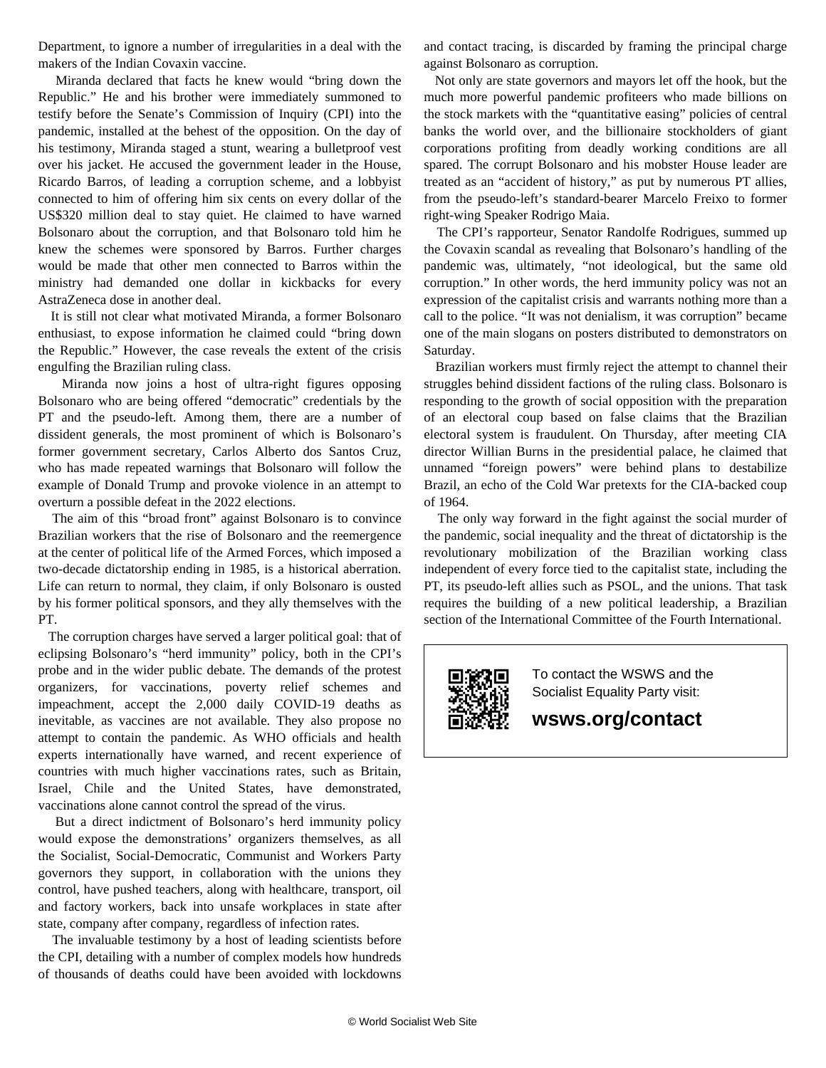Department, to ignore a number of irregularities in a deal with the makers of the Indian Covaxin vaccine.

Miranda declared that facts he knew would "bring down the Republic." He and his brother were immediately summoned to testify before the Senate's Commission of Inquiry (CPI) into the pandemic, installed at the behest of the opposition. On the day of his testimony, Miranda staged a stunt, wearing a bulletproof vest over his jacket. He accused the government leader in the House, Ricardo Barros, of leading a corruption scheme, and a lobbyist connected to him of offering him six cents on every dollar of the US$320 million deal to stay quiet. He claimed to have warned Bolsonaro about the corruption, and that Bolsonaro told him he knew the schemes were sponsored by Barros. Further charges would be made that other men connected to Barros within the ministry had demanded one dollar in kickbacks for every AstraZeneca dose in another deal.

It is still not clear what motivated Miranda, a former Bolsonaro enthusiast, to expose information he claimed could "bring down the Republic." However, the case reveals the extent of the crisis engulfing the Brazilian ruling class.

Miranda now joins a host of ultra-right figures opposing Bolsonaro who are being offered "democratic" credentials by the PT and the pseudo-left. Among them, there are a number of dissident generals, the most prominent of which is Bolsonaro's former government secretary, Carlos Alberto dos Santos Cruz, who has made repeated warnings that Bolsonaro will follow the example of Donald Trump and provoke violence in an attempt to overturn a possible defeat in the 2022 elections.

The aim of this "broad front" against Bolsonaro is to convince Brazilian workers that the rise of Bolsonaro and the reemergence at the center of political life of the Armed Forces, which imposed a two-decade dictatorship ending in 1985, is a historical aberration. Life can return to normal, they claim, if only Bolsonaro is ousted by his former political sponsors, and they ally themselves with the PT.

The corruption charges have served a larger political goal: that of eclipsing Bolsonaro's "herd immunity" policy, both in the CPI's probe and in the wider public debate. The demands of the protest organizers, for vaccinations, poverty relief schemes and impeachment, accept the 2,000 daily COVID-19 deaths as inevitable, as vaccines are not available. They also propose no attempt to contain the pandemic. As WHO officials and health experts internationally have warned, and recent experience of countries with much higher vaccinations rates, such as Britain, Israel, Chile and the United States, have demonstrated, vaccinations alone cannot control the spread of the virus.

But a direct indictment of Bolsonaro's herd immunity policy would expose the demonstrations' organizers themselves, as all the Socialist, Social-Democratic, Communist and Workers Party governors they support, in collaboration with the unions they control, have pushed teachers, along with healthcare, transport, oil and factory workers, back into unsafe workplaces in state after state, company after company, regardless of infection rates.

The invaluable testimony by a host of leading scientists before the CPI, detailing with a number of complex models how hundreds of thousands of deaths could have been avoided with lockdowns and contact tracing, is discarded by framing the principal charge against Bolsonaro as corruption.

Not only are state governors and mayors let off the hook, but the much more powerful pandemic profiteers who made billions on the stock markets with the "quantitative easing" policies of central banks the world over, and the billionaire stockholders of giant corporations profiting from deadly working conditions are all spared. The corrupt Bolsonaro and his mobster House leader are treated as an "accident of history," as put by numerous PT allies, from the pseudo-left's standard-bearer Marcelo Freixo to former right-wing Speaker Rodrigo Maia.

The CPI's rapporteur, Senator Randolfe Rodrigues, summed up the Covaxin scandal as revealing that Bolsonaro's handling of the pandemic was, ultimately, "not ideological, but the same old corruption." In other words, the herd immunity policy was not an expression of the capitalist crisis and warrants nothing more than a call to the police. "It was not denialism, it was corruption" became one of the main slogans on posters distributed to demonstrators on Saturday.

Brazilian workers must firmly reject the attempt to channel their struggles behind dissident factions of the ruling class. Bolsonaro is responding to the growth of social opposition with the preparation of an electoral coup based on false claims that the Brazilian electoral system is fraudulent. On Thursday, after meeting CIA director Willian Burns in the presidential palace, he claimed that unnamed "foreign powers" were behind plans to destabilize Brazil, an echo of the Cold War pretexts for the CIA-backed coup of 1964.

The only way forward in the fight against the social murder of the pandemic, social inequality and the threat of dictatorship is the revolutionary mobilization of the Brazilian working class independent of every force tied to the capitalist state, including the PT, its pseudo-left allies such as PSOL, and the unions. That task requires the building of a new political leadership, a Brazilian section of the International Committee of the Fourth International.

To contact the WSWS and the Socialist Equality Party visit:

**wsws.org/contact**